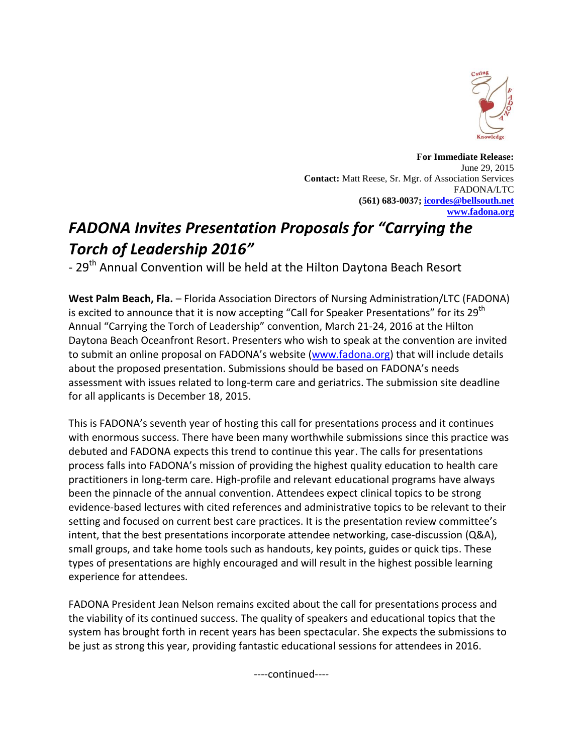**For Immediate Release:**
June 29, 2015
**Contact:** Matt Reese, Sr. Mgr. of Association Services
FADONA/LTC
**(561) 683-0037; icordes@bellsouth.net**
**www.fadona.org**

# *FADONA Invites Presentation Proposals for "Carrying the Torch of Leadership 2016"*

- 29th Annual Convention will be held at the Hilton Daytona Beach Resort

**West Palm Beach, Fla.** – Florida Association Directors of Nursing Administration/LTC (FADONA) is excited to announce that it is now accepting "Call for Speaker Presentations" for its 29th Annual "Carrying the Torch of Leadership" convention, March 21-24, 2016 at the Hilton Daytona Beach Oceanfront Resort. Presenters who wish to speak at the convention are invited to submit an online proposal on FADONA's website (www.fadona.org) that will include details about the proposed presentation. Submissions should be based on FADONA's needs assessment with issues related to long-term care and geriatrics. The submission site deadline for all applicants is December 18, 2015.

This is FADONA's seventh year of hosting this call for presentations process and it continues with enormous success. There have been many worthwhile submissions since this practice was debuted and FADONA expects this trend to continue this year. The calls for presentations process falls into FADONA's mission of providing the highest quality education to health care practitioners in long-term care. High-profile and relevant educational programs have always been the pinnacle of the annual convention. Attendees expect clinical topics to be strong evidence-based lectures with cited references and administrative topics to be relevant to their setting and focused on current best care practices. It is the presentation review committee's intent, that the best presentations incorporate attendee networking, case-discussion (Q&A), small groups, and take home tools such as handouts, key points, guides or quick tips. These types of presentations are highly encouraged and will result in the highest possible learning experience for attendees.

FADONA President Jean Nelson remains excited about the call for presentations process and the viability of its continued success. The quality of speakers and educational topics that the system has brought forth in recent years has been spectacular. She expects the submissions to be just as strong this year, providing fantastic educational sessions for attendees in 2016.

----continued----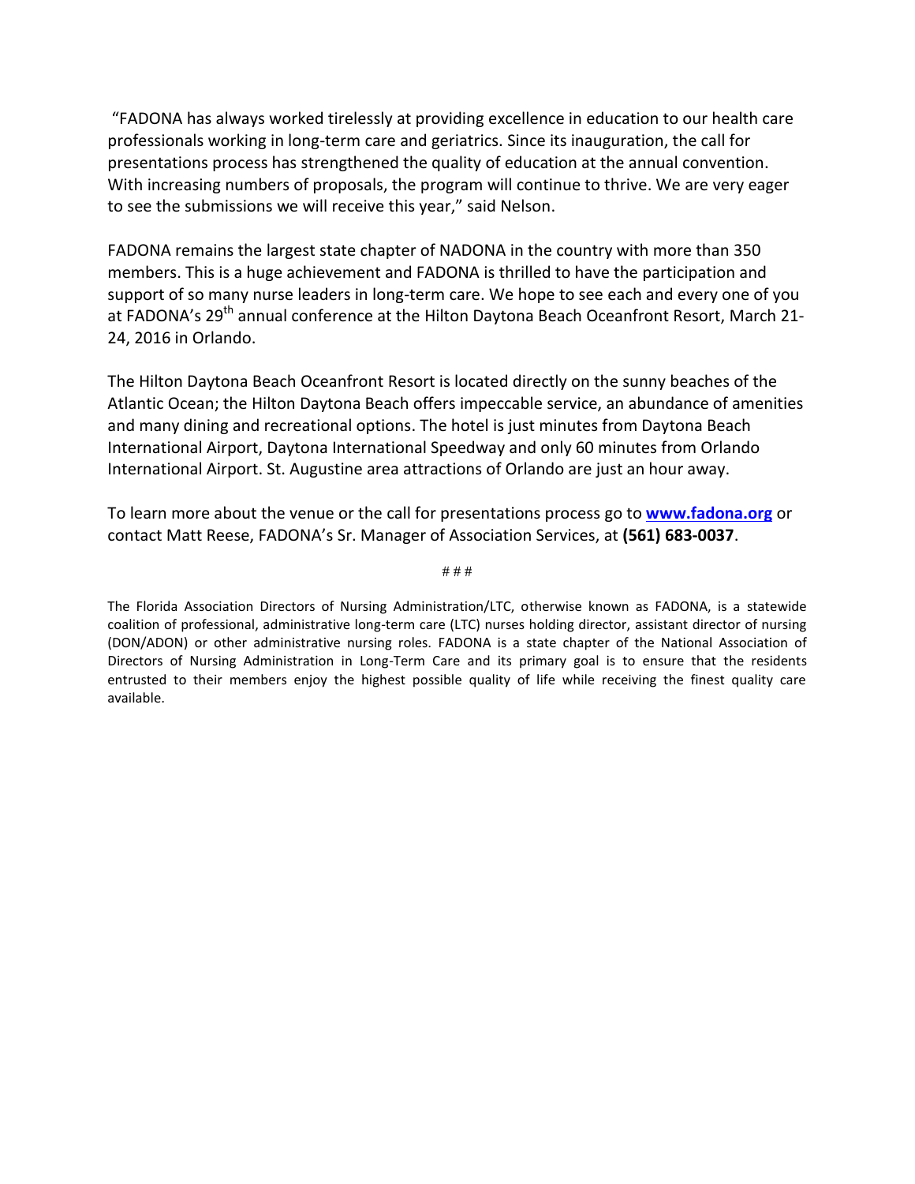"FADONA has always worked tirelessly at providing excellence in education to our health care professionals working in long-term care and geriatrics. Since its inauguration, the call for presentations process has strengthened the quality of education at the annual convention. With increasing numbers of proposals, the program will continue to thrive. We are very eager to see the submissions we will receive this year," said Nelson.

FADONA remains the largest state chapter of NADONA in the country with more than 350 members. This is a huge achievement and FADONA is thrilled to have the participation and support of so many nurse leaders in long-term care. We hope to see each and every one of you at FADONA's 29th annual conference at the Hilton Daytona Beach Oceanfront Resort, March 21-24, 2016 in Orlando.

The Hilton Daytona Beach Oceanfront Resort is located directly on the sunny beaches of the Atlantic Ocean; the Hilton Daytona Beach offers impeccable service, an abundance of amenities and many dining and recreational options. The hotel is just minutes from Daytona Beach International Airport, Daytona International Speedway and only 60 minutes from Orlando International Airport. St. Augustine area attractions of Orlando are just an hour away.

To learn more about the venue or the call for presentations process go to **www.fadona.org** or contact Matt Reese, FADONA's Sr. Manager of Association Services, at **(561) 683-0037**.

# # #

The Florida Association Directors of Nursing Administration/LTC, otherwise known as FADONA, is a statewide coalition of professional, administrative long-term care (LTC) nurses holding director, assistant director of nursing (DON/ADON) or other administrative nursing roles. FADONA is a state chapter of the National Association of Directors of Nursing Administration in Long-Term Care and its primary goal is to ensure that the residents entrusted to their members enjoy the highest possible quality of life while receiving the finest quality care available.